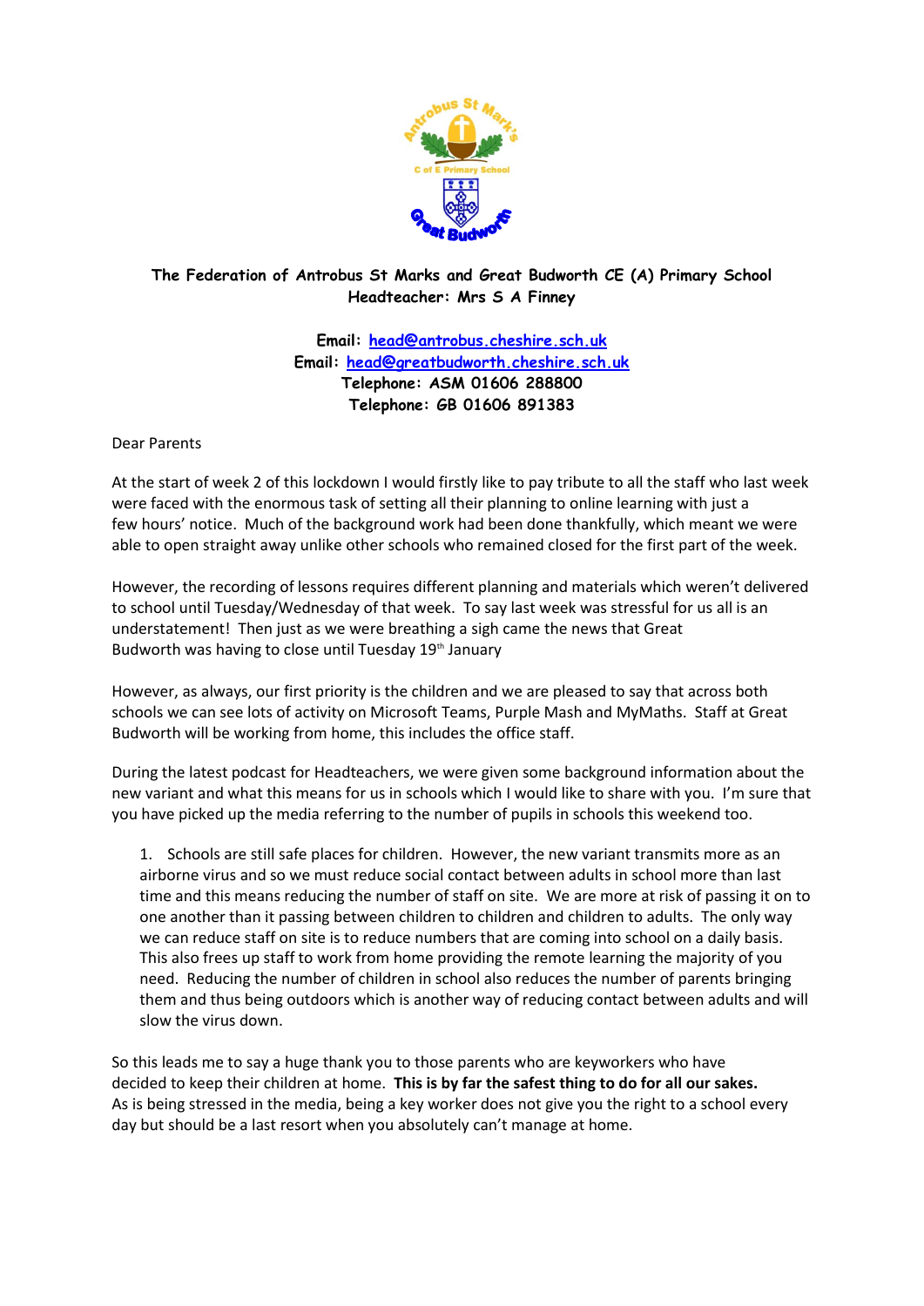**The Federation of Antrobus St Marks and Great Budworth CE (A) Primary School**
**Headteacher: Mrs S A Finney**

**Email: head@antrobus.cheshire.sch.uk**
**Email: head@greatbudworth.cheshire.sch.uk**
**Telephone: ASM 01606 288800**
**Telephone: GB 01606 891383**

Dear Parents

At the start of week 2 of this lockdown I would firstly like to pay tribute to all the staff who last week were faced with the enormous task of setting all their planning to online learning with just a few hours' notice. Much of the background work had been done thankfully, which meant we were able to open straight away unlike other schools who remained closed for the first part of the week.

However, the recording of lessons requires different planning and materials which weren't delivered to school until Tuesday/Wednesday of that week. To say last week was stressful for us all is an understatement! Then just as we were breathing a sigh came the news that Great Budworth was having to close until Tuesday 19th January

However, as always, our first priority is the children and we are pleased to say that across both schools we can see lots of activity on Microsoft Teams, Purple Mash and MyMaths. Staff at Great Budworth will be working from home, this includes the office staff.

During the latest podcast for Headteachers, we were given some background information about the new variant and what this means for us in schools which I would like to share with you. I'm sure that you have picked up the media referring to the number of pupils in schools this weekend too.

1. Schools are still safe places for children. However, the new variant transmits more as an airborne virus and so we must reduce social contact between adults in school more than last time and this means reducing the number of staff on site. We are more at risk of passing it on to one another than it passing between children to children and children to adults. The only way we can reduce staff on site is to reduce numbers that are coming into school on a daily basis. This also frees up staff to work from home providing the remote learning the majority of you need. Reducing the number of children in school also reduces the number of parents bringing them and thus being outdoors which is another way of reducing contact between adults and will slow the virus down.

So this leads me to say a huge thank you to those parents who are keyworkers who have decided to keep their children at home. **This is by far the safest thing to do for all our sakes.** As is being stressed in the media, being a key worker does not give you the right to a school every day but should be a last resort when you absolutely can't manage at home.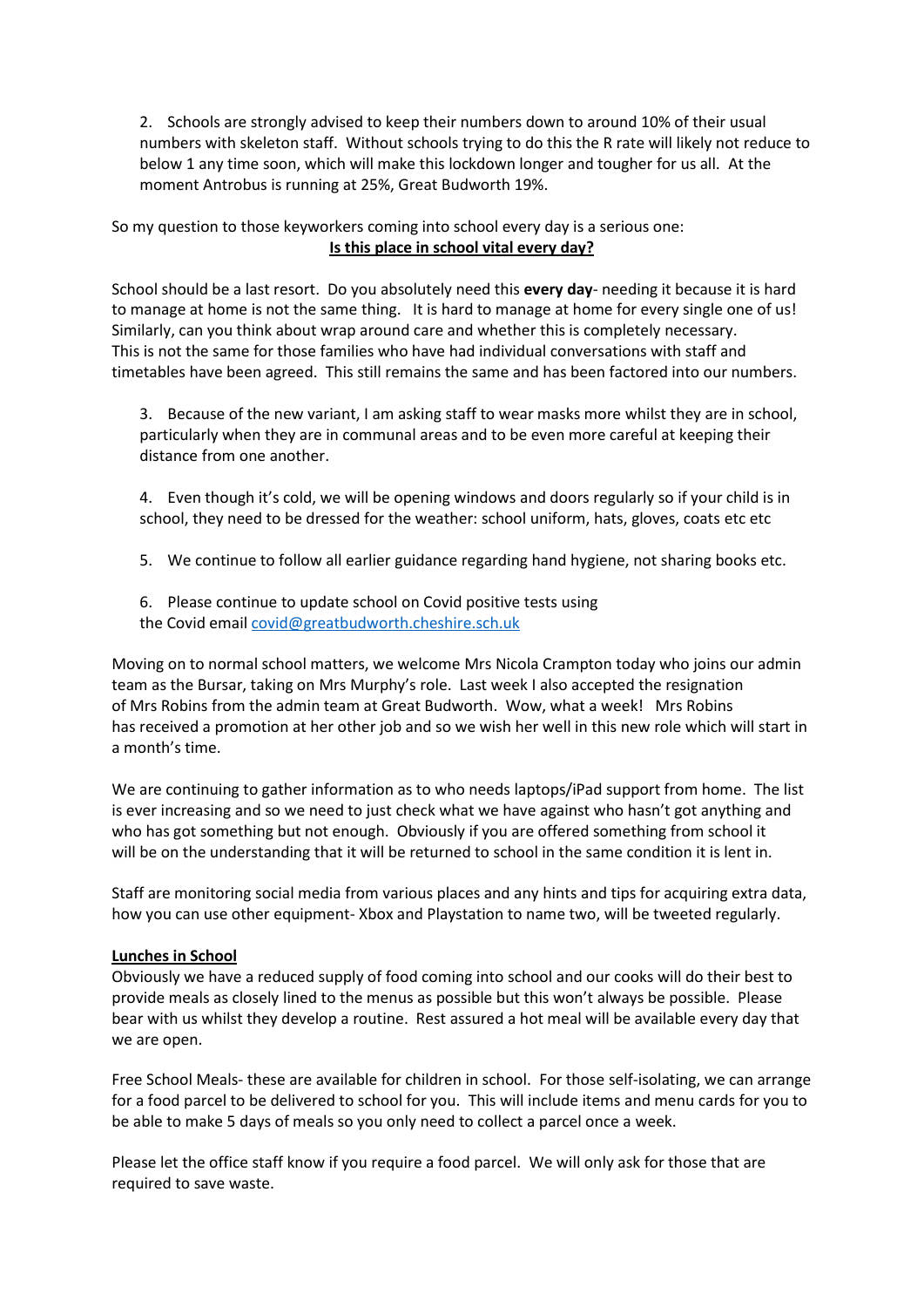2. Schools are strongly advised to keep their numbers down to around 10% of their usual numbers with skeleton staff. Without schools trying to do this the R rate will likely not reduce to below 1 any time soon, which will make this lockdown longer and tougher for us all. At the moment Antrobus is running at 25%, Great Budworth 19%.

So my question to those keyworkers coming into school every day is a serious one:

**Is this place in school vital every day?**

School should be a last resort. Do you absolutely need this **every day**- needing it because it is hard to manage at home is not the same thing. It is hard to manage at home for every single one of us! Similarly, can you think about wrap around care and whether this is completely necessary. This is not the same for those families who have had individual conversations with staff and timetables have been agreed. This still remains the same and has been factored into our numbers.

3. Because of the new variant, I am asking staff to wear masks more whilst they are in school, particularly when they are in communal areas and to be even more careful at keeping their distance from one another.

4. Even though it's cold, we will be opening windows and doors regularly so if your child is in school, they need to be dressed for the weather: school uniform, hats, gloves, coats etc etc

5. We continue to follow all earlier guidance regarding hand hygiene, not sharing books etc.

6. Please continue to update school on Covid positive tests using the Covid email covid@greatbudworth.cheshire.sch.uk

Moving on to normal school matters, we welcome Mrs Nicola Crampton today who joins our admin team as the Bursar, taking on Mrs Murphy's role. Last week I also accepted the resignation of Mrs Robins from the admin team at Great Budworth. Wow, what a week! Mrs Robins has received a promotion at her other job and so we wish her well in this new role which will start in a month's time.

We are continuing to gather information as to who needs laptops/iPad support from home. The list is ever increasing and so we need to just check what we have against who hasn't got anything and who has got something but not enough. Obviously if you are offered something from school it will be on the understanding that it will be returned to school in the same condition it is lent in.

Staff are monitoring social media from various places and any hints and tips for acquiring extra data, how you can use other equipment- Xbox and Playstation to name two, will be tweeted regularly.

**Lunches in School**

Obviously we have a reduced supply of food coming into school and our cooks will do their best to provide meals as closely lined to the menus as possible but this won't always be possible. Please bear with us whilst they develop a routine. Rest assured a hot meal will be available every day that we are open.

Free School Meals- these are available for children in school. For those self-isolating, we can arrange for a food parcel to be delivered to school for you. This will include items and menu cards for you to be able to make 5 days of meals so you only need to collect a parcel once a week.

Please let the office staff know if you require a food parcel. We will only ask for those that are required to save waste.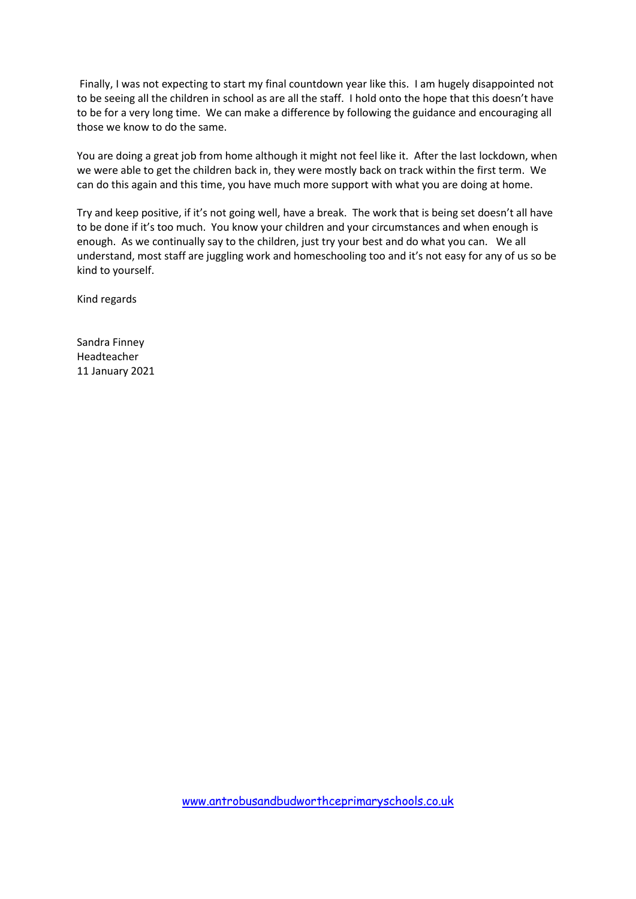Finally, I was not expecting to start my final countdown year like this. I am hugely disappointed not to be seeing all the children in school as are all the staff. I hold onto the hope that this doesn't have to be for a very long time. We can make a difference by following the guidance and encouraging all those we know to do the same.

You are doing a great job from home although it might not feel like it. After the last lockdown, when we were able to get the children back in, they were mostly back on track within the first term. We can do this again and this time, you have much more support with what you are doing at home.

Try and keep positive, if it's not going well, have a break. The work that is being set doesn't all have to be done if it's too much. You know your children and your circumstances and when enough is enough. As we continually say to the children, just try your best and do what you can. We all understand, most staff are juggling work and homeschooling too and it's not easy for any of us so be kind to yourself.

Kind regards

Sandra Finney
Headteacher
11 January 2021

www.antrobusandbudworthceprimaryschools.co.uk